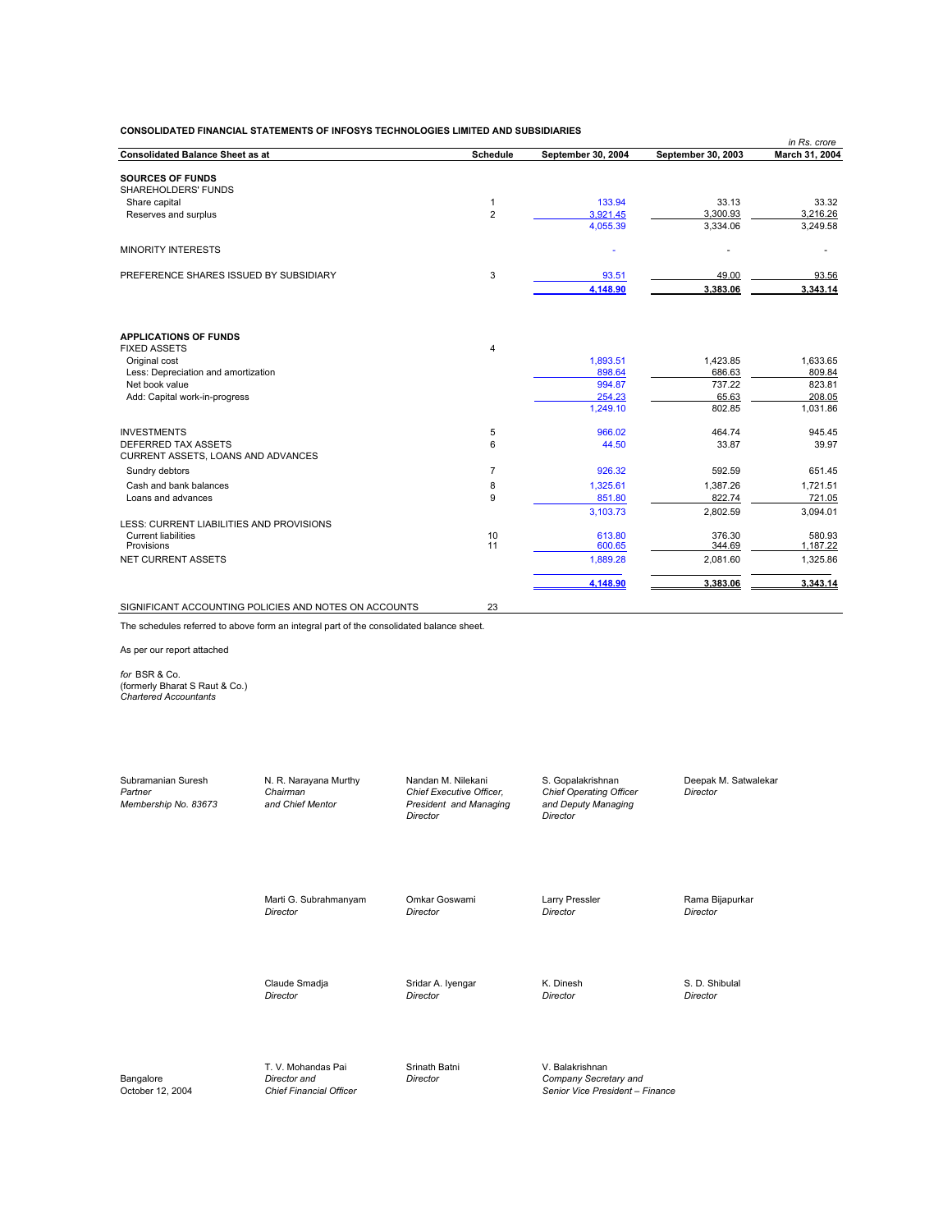**CONSOLIDATED FINANCIAL STATEMENTS OF INFOSYS TECHNOLOGIES LIMITED AND SUBSIDIARIES**

*in Rs. crore*

| Consolidated Balance Sheet as at | Schedule | September 30, 2004 | September 30, 2003 | March 31, 2004 |
|---|---|---|---|---|
| **SOURCES OF FUNDS** | | | | |
| SHAREHOLDERS' FUNDS | | | | |
| Share capital | 1 | 133.94 | 33.13 | 33.32 |
| Reserves and surplus | 2 | 3,921.45 | 3,300.93 | 3,216.26 |
| | | 4,055.39 | 3,334.06 | 3,249.58 |
| MINORITY INTERESTS | | - | - | - |
| PREFERENCE SHARES ISSUED BY SUBSIDIARY | 3 | 93.51 | 49.00 | 93.56 |
| | | **4,148.90** | **3,383.06** | **3,343.14** |
| **APPLICATIONS OF FUNDS** | | | | |
| FIXED ASSETS | 4 | | | |
| Original cost | | 1,893.51 | 1,423.85 | 1,633.65 |
| Less: Depreciation and amortization | | 898.64 | 686.63 | 809.84 |
| Net book value | | 994.87 | 737.22 | 823.81 |
| Add: Capital work-in-progress | | 254.23 | 65.63 | 208.05 |
| | | 1,249.10 | 802.85 | 1,031.86 |
| INVESTMENTS | 5 | 966.02 | 464.74 | 945.45 |
| DEFERRED TAX ASSETS | 6 | 44.50 | 33.87 | 39.97 |
| CURRENT ASSETS, LOANS AND ADVANCES | | | | |
| Sundry debtors | 7 | 926.32 | 592.59 | 651.45 |
| Cash and bank balances | 8 | 1,325.61 | 1,387.26 | 1,721.51 |
| Loans and advances | 9 | 851.80 | 822.74 | 721.05 |
| | | 3,103.73 | 2,802.59 | 3,094.01 |
| LESS: CURRENT LIABILITIES AND PROVISIONS | | | | |
| Current liabilities | 10 | 613.80 | 376.30 | 580.93 |
| Provisions | 11 | 600.65 | 344.69 | 1,187.22 |
| NET CURRENT ASSETS | | 1,889.28 | 2,081.60 | 1,325.86 |
| | | **4,148.90** | **3,383.06** | **3,343.14** |
| SIGNIFICANT ACCOUNTING POLICIES AND NOTES ON ACCOUNTS | 23 | | | |

The schedules referred to above form an integral part of the consolidated balance sheet.

As per our report attached

*for* BSR & Co.
(formerly Bharat S Raut & Co.)
*Chartered Accountants*

Subramanian Suresh
*Partner*
*Membership No. 83673*

N. R. Narayana Murthy
*Chairman and Chief Mentor*

Nandan M. Nilekani
*Chief Executive Officer, President and Managing Director*

S. Gopalakrishnan
*Chief Operating Officer and Deputy Managing Director*

Deepak M. Satwalekar
*Director*

Marti G. Subrahmanyam
*Director*

Omkar Goswami
*Director*

Larry Pressler
*Director*

Rama Bijapurkar
*Director*

Claude Smadja
*Director*

Sridar A. Iyengar
*Director*

K. Dinesh
*Director*

S. D. Shibulal
*Director*

Bangalore
October 12, 2004

T. V. Mohandas Pai
*Director and Chief Financial Officer*

Srinath Batni
*Director*

V. Balakrishnan
*Company Secretary and Senior Vice President – Finance*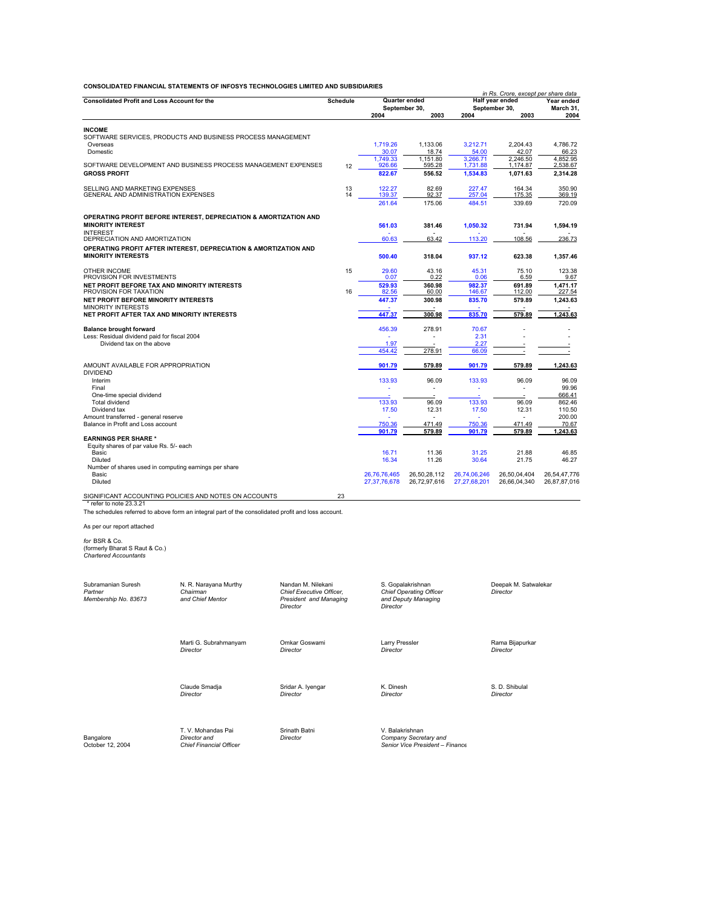**CONSOLIDATED FINANCIAL STATEMENTS OF INFOSYS TECHNOLOGIES LIMITED AND SUBSIDIARIES**

*in Rs. Crore, except per share data*

| Consolidated Profit and Loss Account for the | Schedule | Quarter ended September 30, | | Half year ended September 30, | | Year ended March 31, |
|---|---|---|---|---|---|---|
| | | 2004 | 2003 | 2004 | 2003 | 2004 |
| **INCOME** | | | | | | |
| SOFTWARE SERVICES, PRODUCTS AND BUSINESS PROCESS MANAGEMENT | | | | | | |
| Overseas | | 1,719.26 | 1,133.06 | 3,212.71 | 2,204.43 | 4,786.72 |
| Domestic | | 30.07 | 18.74 | 54.00 | 42.07 | 66.23 |
| | | 1,749.33 | 1,151.80 | 3,266.71 | 2,246.50 | 4,852.95 |
| SOFTWARE DEVELOPMENT AND BUSINESS PROCESS MANAGEMENT EXPENSES | 12 | 926.66 | 595.28 | 1,731.88 | 1,174.87 | 2,538.67 |
| **GROSS PROFIT** | | **822.67** | **556.52** | **1,534.83** | **1,071.63** | **2,314.28** |
| SELLING AND MARKETING EXPENSES | 13 | 122.27 | 82.69 | 227.47 | 164.34 | 350.90 |
| GENERAL AND ADMINISTRATION EXPENSES | 14 | 139.37 | 92.37 | 257.04 | 175.35 | 369.19 |
| | | 261.64 | 175.06 | 484.51 | 339.69 | 720.09 |
| **OPERATING PROFIT BEFORE INTEREST, DEPRECIATION & AMORTIZATION AND MINORITY INTEREST** | | **561.03** | **381.46** | **1,050.32** | **731.94** | **1,594.19** |
| INTEREST | | - | - | - | - | - |
| DEPRECIATION AND AMORTIZATION | | 60.63 | 63.42 | 113.20 | 108.56 | 236.73 |
| **OPERATING PROFIT AFTER INTEREST, DEPRECIATION & AMORTIZATION AND MINORITY INTERESTS** | | **500.40** | **318.04** | **937.12** | **623.38** | **1,357.46** |
| OTHER INCOME | 15 | 29.60 | 43.16 | 45.31 | 75.10 | 123.38 |
| PROVISION FOR INVESTMENTS | | 0.07 | 0.22 | 0.06 | 6.59 | 9.67 |
| **NET PROFIT BEFORE TAX AND MINORITY INTERESTS** | | **529.93** | **360.98** | **982.37** | **691.89** | **1,471.17** |
| PROVISION FOR TAXATION | 16 | 82.56 | 60.00 | 146.67 | 112.00 | 227.54 |
| **NET PROFIT BEFORE MINORITY INTERESTS** | | **447.37** | **300.98** | **835.70** | **579.89** | **1,243.63** |
| MINORITY INTERESTS | | - | - | - | - | - |
| **NET PROFIT AFTER TAX AND MINORITY INTERESTS** | | **447.37** | **300.98** | **835.70** | **579.89** | **1,243.63** |
| **Balance brought forward** | | 456.39 | 278.91 | 70.67 | - | - |
| Less: Residual dividend paid for fiscal 2004 | | - | - | 2.31 | - | - |
| Dividend tax on the above | | 1.97 | - | 2.27 | - | - |
| | | 454.42 | 278.91 | 66.09 | - | - |
| AMOUNT AVAILABLE FOR APPROPRIATION | | **901.79** | **579.89** | **901.79** | **579.89** | **1,243.63** |
| DIVIDEND | | | | | | |
| Interim | | 133.93 | 96.09 | 133.93 | 96.09 | 96.09 |
| Final | | - | - | - | - | 99.96 |
| One-time special dividend | | - | - | - | - | 666.41 |
| Total dividend | | 133.93 | 96.09 | 133.93 | 96.09 | 862.46 |
| Dividend tax | | 17.50 | 12.31 | 17.50 | 12.31 | 110.50 |
| Amount transferred - general reserve | | - | - | - | - | 200.00 |
| Balance in Profit and Loss account | | 750.36 | 471.49 | 750.36 | 471.49 | 70.67 |
| | | **901.79** | **579.89** | **901.79** | **579.89** | **1,243.63** |
| **EARNINGS PER SHARE *** | | | | | | |
| Equity shares of par value Rs. 5/- each | | | | | | |
| Basic | | 16.71 | 11.36 | 31.25 | 21.88 | 46.85 |
| Diluted | | 16.34 | 11.26 | 30.64 | 21.75 | 46.27 |
| Number of shares used in computing earnings per share | | | | | | |
| Basic | | 26,76,76,465 | 26,50,28,112 | 26,74,06,246 | 26,50,04,404 | 26,54,47,776 |
| Diluted | | 27,37,76,678 | 26,72,97,616 | 27,27,68,201 | 26,66,04,340 | 26,87,87,016 |
| SIGNIFICANT ACCOUNTING POLICIES AND NOTES ON ACCOUNTS | 23 | | | | | |

\* refer to note 23.3.21

The schedules referred to above form an integral part of the consolidated profit and loss account.

As per our report attached

*for* BSR & Co.
(formerly Bharat S Raut & Co.)
*Chartered Accountants*

Subramanian Suresh
*Partner*
*Membership No. 83673*

N. R. Narayana Murthy
*Chairman and Chief Mentor*

Nandan M. Nilekani
*Chief Executive Officer, President and Managing Director*

S. Gopalakrishnan
*Chief Operating Officer and Deputy Managing Director*

Deepak M. Satwalekar
*Director*

Marti G. Subrahmanyam
*Director*

Omkar Goswami
*Director*

Larry Pressler
*Director*

Rama Bijapurkar
*Director*

Claude Smadja
*Director*

Sridar A. Iyengar
*Director*

K. Dinesh
*Director*

S. D. Shibulal
*Director*

Bangalore
October 12, 2004

T. V. Mohandas Pai
*Director and Chief Financial Officer*

Srinath Batni
*Director*

V. Balakrishnan
*Company Secretary and Senior Vice President – Finance*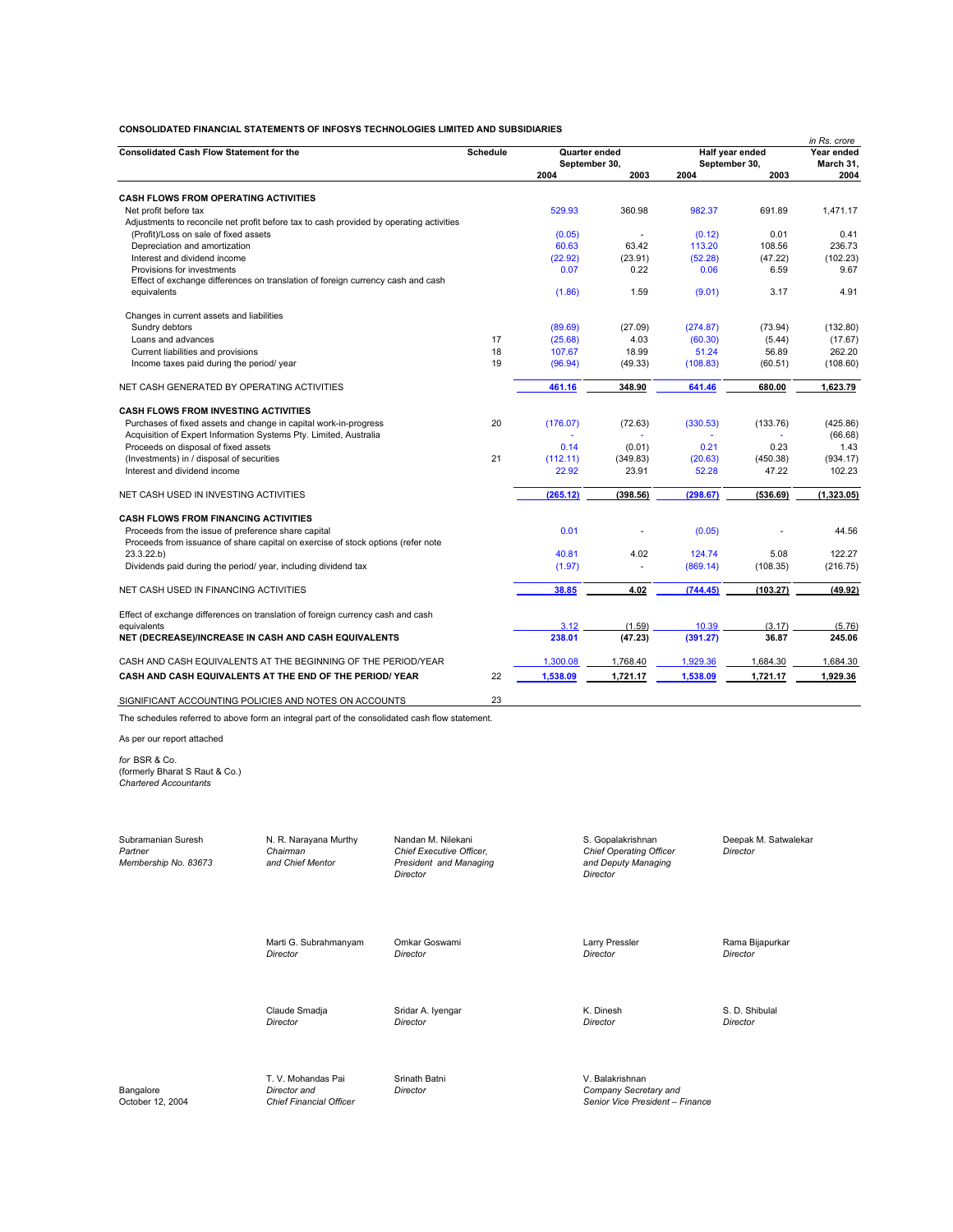**CONSOLIDATED FINANCIAL STATEMENTS OF INFOSYS TECHNOLOGIES LIMITED AND SUBSIDIARIES**

*in Rs. crore*

| Consolidated Cash Flow Statement for the | Schedule | Quarter ended September 30, 2004 | Quarter ended September 30, 2003 | Half year ended September 30, 2004 | Half year ended September 30, 2003 | Year ended March 31, 2004 |
|---|---|---|---|---|---|---|
| **CASH FLOWS FROM OPERATING ACTIVITIES** | | | | | | |
| Net profit before tax | | 529.93 | 360.98 | 982.37 | 691.89 | 1,471.17 |
| Adjustments to reconcile net profit before tax to cash provided by operating activities | | | | | | |
| (Profit)/Loss on sale of fixed assets | | (0.05) | - | (0.12) | 0.01 | 0.41 |
| Depreciation and amortization | | 60.63 | 63.42 | 113.20 | 108.56 | 236.73 |
| Interest and dividend income | | (22.92) | (23.91) | (52.28) | (47.22) | (102.23) |
| Provisions for investments | | 0.07 | 0.22 | 0.06 | 6.59 | 9.67 |
| Effect of exchange differences on translation of foreign currency cash and cash equivalents | | (1.86) | 1.59 | (9.01) | 3.17 | 4.91 |
| Changes in current assets and liabilities | | | | | | |
| Sundry debtors | | (89.69) | (27.09) | (274.87) | (73.94) | (132.80) |
| Loans and advances | 17 | (25.68) | 4.03 | (60.30) | (5.44) | (17.67) |
| Current liabilities and provisions | 18 | 107.67 | 18.99 | 51.24 | 56.89 | 262.20 |
| Income taxes paid during the period/ year | 19 | (96.94) | (49.33) | (108.83) | (60.51) | (108.60) |
| NET CASH GENERATED BY OPERATING ACTIVITIES | | 461.16 | 348.90 | 641.46 | 680.00 | 1,623.79 |
| **CASH FLOWS FROM INVESTING ACTIVITIES** | | | | | | |
| Purchases of fixed assets and change in capital work-in-progress | 20 | (176.07) | (72.63) | (330.53) | (133.76) | (425.86) |
| Acquisition of Expert Information Systems Pty. Limited, Australia | | - | - | - | - | (66.68) |
| Proceeds on disposal of fixed assets | | 0.14 | (0.01) | 0.21 | 0.23 | 1.43 |
| (Investments) in / disposal of securities | 21 | (112.11) | (349.83) | (20.63) | (450.38) | (934.17) |
| Interest and dividend income | | 22.92 | 23.91 | 52.28 | 47.22 | 102.23 |
| NET CASH USED IN INVESTING ACTIVITIES | | (265.12) | (398.56) | (298.67) | (536.69) | (1,323.05) |
| **CASH FLOWS FROM FINANCING ACTIVITIES** | | | | | | |
| Proceeds from the issue of preference share capital | | 0.01 | - | (0.05) | - | 44.56 |
| Proceeds from issuance of share capital on exercise of stock options (refer note 23.3.22.b) | | 40.81 | 4.02 | 124.74 | 5.08 | 122.27 |
| Dividends paid during the period/ year, including dividend tax | | (1.97) | - | (869.14) | (108.35) | (216.75) |
| NET CASH USED IN FINANCING ACTIVITIES | | 38.85 | 4.02 | (744.45) | (103.27) | (49.92) |
| Effect of exchange differences on translation of foreign currency cash and cash equivalents | | 3.12 | (1.59) | 10.39 | (3.17) | (5.76) |
| **NET (DECREASE)/INCREASE IN CASH AND CASH EQUIVALENTS** | | **238.01** | **(47.23)** | **(391.27)** | **36.87** | **245.06** |
| CASH AND CASH EQUIVALENTS AT THE BEGINNING OF THE PERIOD/YEAR | | 1,300.08 | 1,768.40 | 1,929.36 | 1,684.30 | 1,684.30 |
| **CASH AND CASH EQUIVALENTS AT THE END OF THE PERIOD/ YEAR** | 22 | **1,538.09** | **1,721.17** | **1,538.09** | **1,721.17** | **1,929.36** |
| SIGNIFICANT ACCOUNTING POLICIES AND NOTES ON ACCOUNTS | 23 | | | | | |

The schedules referred to above form an integral part of the consolidated cash flow statement.

As per our report attached

*for* BSR & Co.
(formerly Bharat S Raut & Co.)
*Chartered Accountants*

Subramanian Suresh
*Partner*
*Membership No. 83673*

N. R. Narayana Murthy
*Chairman and Chief Mentor*

Nandan M. Nilekani
*Chief Executive Officer, President and Managing Director*

S. Gopalakrishnan
*Chief Operating Officer and Deputy Managing Director*

Deepak M. Satwalekar
*Director*

Marti G. Subrahmanyam
*Director*

Omkar Goswami
*Director*

Larry Pressler
*Director*

Rama Bijapurkar
*Director*

Claude Smadja
*Director*

Sridar A. Iyengar
*Director*

K. Dinesh
*Director*

S. D. Shibulal
*Director*

Bangalore
October 12, 2004

T. V. Mohandas Pai
*Director and Chief Financial Officer*

Srinath Batni
*Director*

V. Balakrishnan
*Company Secretary and Senior Vice President – Finance*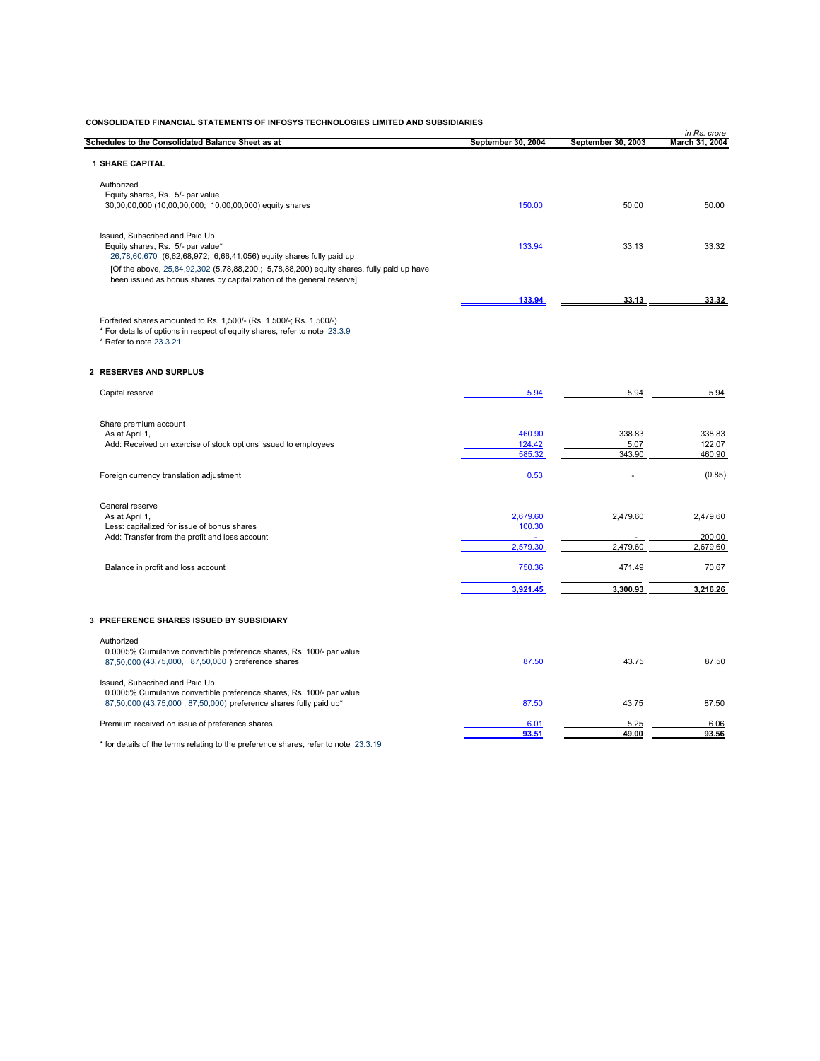**CONSOLIDATED FINANCIAL STATEMENTS OF INFOSYS TECHNOLOGIES LIMITED AND SUBSIDIARIES**

*in Rs. crore*

| Schedules to the Consolidated Balance Sheet as at | September 30, 2004 | September 30, 2003 | March 31, 2004 |
|---|---|---|---|
| **1 SHARE CAPITAL** | | | |
| Authorized | | | |
| Equity shares, Rs. 5/- par value | | | |
| 30,00,00,000 (10,00,00,000; 10,00,00,000) equity shares | 150.00 | 50.00 | 50.00 |
| Issued, Subscribed and Paid Up | | | |
| Equity shares, Rs. 5/- par value* | | | |
| 26,78,60,670 (6,62,68,972; 6,66,41,056) equity shares fully paid up | 133.94 | 33.13 | 33.32 |
| [Of the above, 25,84,92,302 (5,78,88,200.; 5,78,88,200) equity shares, fully paid up have been issued as bonus shares by capitalization of the general reserve] | | | |
| | **133.94** | **33.13** | **33.32** |

Forfeited shares amounted to Rs. 1,500/- (Rs. 1,500/-; Rs. 1,500/-)
* For details of options in respect of equity shares, refer to note 23.3.9
* Refer to note 23.3.21

| | September 30, 2004 | September 30, 2003 | March 31, 2004 |
|---|---|---|---|
| **2 RESERVES AND SURPLUS** | | | |
| Capital reserve | 5.94 | 5.94 | 5.94 |
| Share premium account | | | |
| As at April 1, | 460.90 | 338.83 | 338.83 |
| Add: Received on exercise of stock options issued to employees | 124.42 | 5.07 | 122.07 |
| | 585.32 | 343.90 | 460.90 |
| Foreign currency translation adjustment | 0.53 | - | (0.85) |
| General reserve | | | |
| As at April 1, | 2,679.60 | 2,479.60 | 2,479.60 |
| Less: capitalized for issue of bonus shares | 100.30 | | |
| Add: Transfer from the profit and loss account | - | - | 200.00 |
| | 2,579.30 | 2,479.60 | 2,679.60 |
| Balance in profit and loss account | 750.36 | 471.49 | 70.67 |
| | **3,921.45** | **3,300.93** | **3,216.26** |

| | September 30, 2004 | September 30, 2003 | March 31, 2004 |
|---|---|---|---|
| **3 PREFERENCE SHARES ISSUED BY SUBSIDIARY** | | | |
| Authorized | | | |
| 0.0005% Cumulative convertible preference shares, Rs. 100/- par value | | | |
| 87,50,000 (43,75,000, 87,50,000 ) preference shares | 87.50 | 43.75 | 87.50 |
| Issued, Subscribed and Paid Up | | | |
| 0.0005% Cumulative convertible preference shares, Rs. 100/- par value | | | |
| 87,50,000 (43,75,000 , 87,50,000) preference shares fully paid up* | 87.50 | 43.75 | 87.50 |
| Premium received on issue of preference shares | 6.01 | 5.25 | 6.06 |
| | **93.51** | **49.00** | **93.56** |

* for details of the terms relating to the preference shares, refer to note 23.3.19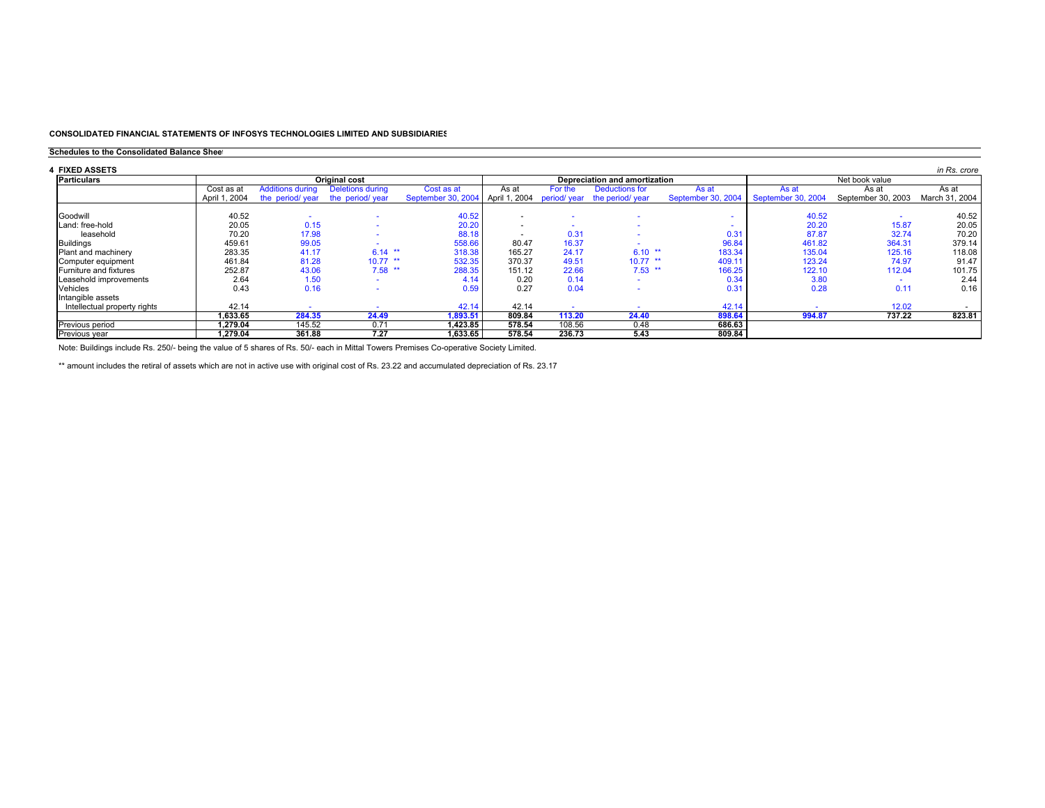**CONSOLIDATED FINANCIAL STATEMENTS OF INFOSYS TECHNOLOGIES LIMITED AND SUBSIDIARIES**

**Schedules to the Consolidated Balance Sheet**

**4 FIXED ASSETS**

*in Rs. crore*

| Particulars | Original cost | | | | Depreciation and amortization | | | | Net book value | | |
|---|---|---|---|---|---|---|---|---|---|---|---|
| | Cost as at April 1, 2004 | Additions during the period/ year | Deletions during the period/ year | Cost as at September 30, 2004 | As at April 1, 2004 | For the period/ year | Deductions for the period/ year | As at September 30, 2004 | As at September 30, 2004 | As at September 30, 2003 | As at March 31, 2004 |
| Goodwill | 40.52 | - | - | 40.52 | - | - | - | - | 40.52 | - | 40.52 |
| Land: free-hold | 20.05 | 0.15 | - | 20.20 | - | - | - | - | 20.20 | 15.87 | 20.05 |
| leasehold | 70.20 | 17.98 | - | 88.18 | - | 0.31 | - | 0.31 | 87.87 | 32.74 | 70.20 |
| Buildings | 459.61 | 99.05 | - | 558.66 | 80.47 | 16.37 | - | 96.84 | 461.82 | 364.31 | 379.14 |
| Plant and machinery | 283.35 | 41.17 | 6.14 ** | 318.38 | 165.27 | 24.17 | 6.10 ** | 183.34 | 135.04 | 125.16 | 118.08 |
| Computer equipment | 461.84 | 81.28 | 10.77 ** | 532.35 | 370.37 | 49.51 | 10.77 ** | 409.11 | 123.24 | 74.97 | 91.47 |
| Furniture and fixtures | 252.87 | 43.06 | 7.58 ** | 288.35 | 151.12 | 22.66 | 7.53 ** | 166.25 | 122.10 | 112.04 | 101.75 |
| Leasehold improvements | 2.64 | 1.50 | - | 4.14 | 0.20 | 0.14 | - | 0.34 | 3.80 | - | 2.44 |
| Vehicles | 0.43 | 0.16 | - | 0.59 | 0.27 | 0.04 | - | 0.31 | 0.28 | 0.11 | 0.16 |
| Intangible assets | | | | | | | | | | | |
| Intellectual property rights | 42.14 | - | - | 42.14 | 42.14 | - | - | 42.14 | - | 12.02 | - |
| | **1,633.65** | **284.35** | **24.49** | **1,893.51** | **809.84** | **113.20** | **24.40** | **898.64** | **994.87** | **737.22** | **823.81** |
| Previous period | **1,279.04** | 145.52 | 0.71 | **1,423.85** | **578.54** | 108.56 | 0.48 | **686.63** | | | |
| Previous year | **1,279.04** | **361.88** | **7.27** | **1,633.65** | **578.54** | **236.73** | **5.43** | **809.84** | | | |

Note: Buildings include Rs. 250/- being the value of 5 shares of Rs. 50/- each in Mittal Towers Premises Co-operative Society Limited.

** amount includes the retiral of assets which are not in active use with original cost of Rs. 23.22 and accumulated depreciation of Rs. 23.17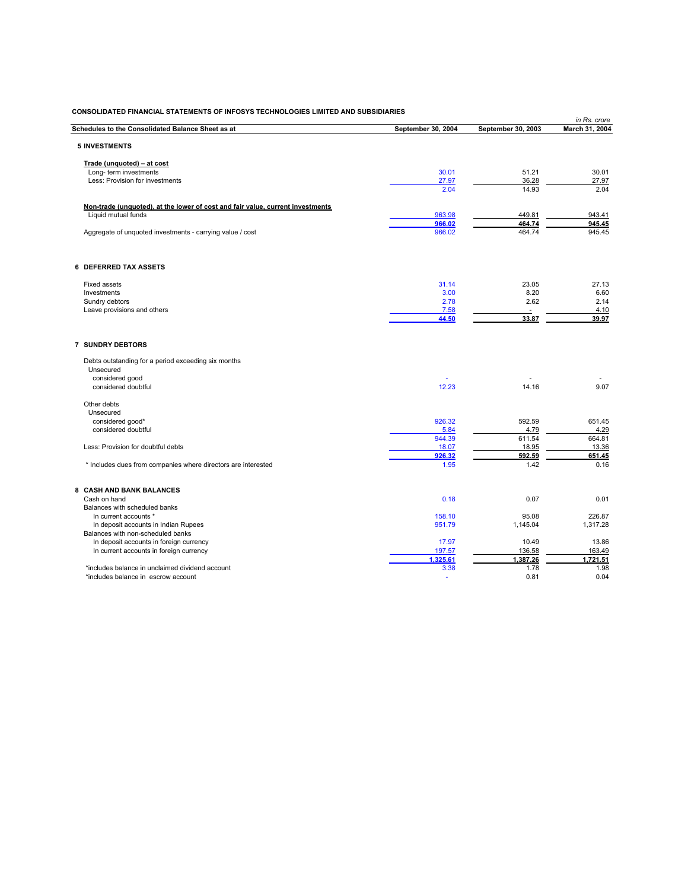**CONSOLIDATED FINANCIAL STATEMENTS OF INFOSYS TECHNOLOGIES LIMITED AND SUBSIDIARIES**

*in Rs. crore*

| Schedules to the Consolidated Balance Sheet as at | September 30, 2004 | September 30, 2003 | March 31, 2004 |
|---|---|---|---|
| **5 INVESTMENTS** | | | |
| **Trade (unquoted) – at cost** | | | |
| Long- term investments | 30.01 | 51.21 | 30.01 |
| Less: Provision for investments | 27.97 | 36.28 | 27.97 |
| | 2.04 | 14.93 | 2.04 |
| **Non-trade (unquoted), at the lower of cost and fair value, current investments** | | | |
| Liquid mutual funds | 963.98 | 449.81 | 943.41 |
| | **966.02** | **464.74** | **945.45** |
| Aggregate of unquoted investments - carrying value / cost | 966.02 | 464.74 | 945.45 |
| **6 DEFERRED TAX ASSETS** | | | |
| Fixed assets | 31.14 | 23.05 | 27.13 |
| Investments | 3.00 | 8.20 | 6.60 |
| Sundry debtors | 2.78 | 2.62 | 2.14 |
| Leave provisions and others | 7.58 | - | 4.10 |
| | **44.50** | **33.87** | **39.97** |
| **7 SUNDRY DEBTORS** | | | |
| Debts outstanding for a period exceeding six months | | | |
| Unsecured | | | |
| considered good | - | - | - |
| considered doubtful | 12.23 | 14.16 | 9.07 |
| Other debts | | | |
| Unsecured | | | |
| considered good* | 926.32 | 592.59 | 651.45 |
| considered doubtful | 5.84 | 4.79 | 4.29 |
| | 944.39 | 611.54 | 664.81 |
| Less: Provision for doubtful debts | 18.07 | 18.95 | 13.36 |
| | **926.32** | **592.59** | **651.45** |
| * Includes dues from companies where directors are interested | 1.95 | 1.42 | 0.16 |
| **8 CASH AND BANK BALANCES** | | | |
| Cash on hand | 0.18 | 0.07 | 0.01 |
| Balances with scheduled banks | | | |
| In current accounts * | 158.10 | 95.08 | 226.87 |
| In deposit accounts in Indian Rupees | 951.79 | 1,145.04 | 1,317.28 |
| Balances with non-scheduled banks | | | |
| In deposit accounts in foreign currency | 17.97 | 10.49 | 13.86 |
| In current accounts in foreign currency | 197.57 | 136.58 | 163.49 |
| | **1,325.61** | **1,387.26** | **1,721.51** |
| *includes balance in unclaimed dividend account | 3.38 | 1.78 | 1.98 |
| *includes balance in escrow account | - | 0.81 | 0.04 |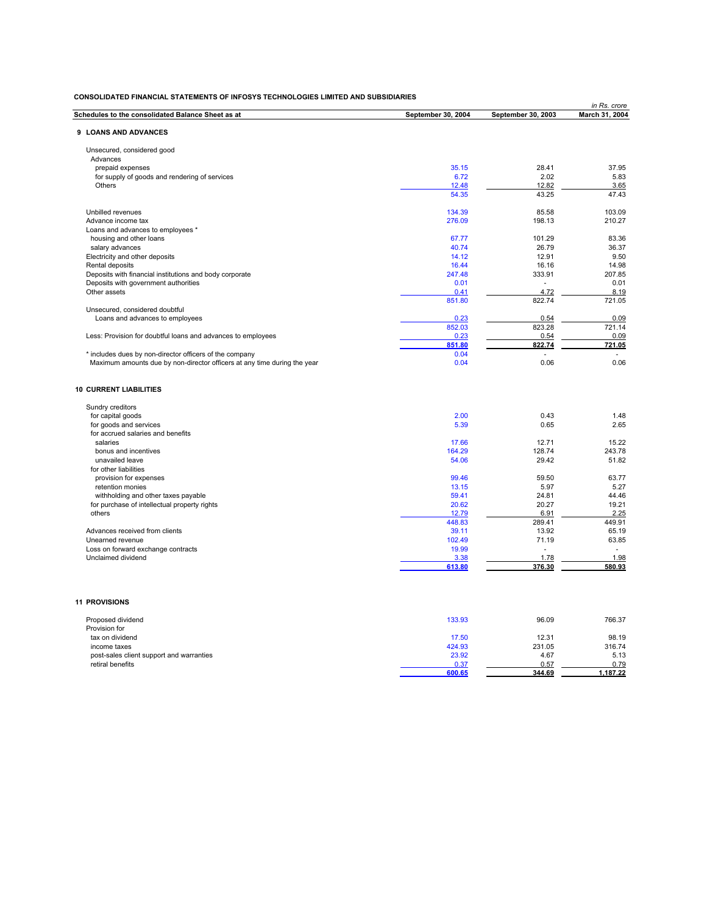**CONSOLIDATED FINANCIAL STATEMENTS OF INFOSYS TECHNOLOGIES LIMITED AND SUBSIDIARIES**

*in Rs. crore*

| Schedules to the consolidated Balance Sheet as at | September 30, 2004 | September 30, 2003 | March 31, 2004 |
|---|---|---|---|
| **9 LOANS AND ADVANCES** | | | |
| Unsecured, considered good | | | |
| Advances | | | |
| prepaid expenses | 35.15 | 28.41 | 37.95 |
| for supply of goods and rendering of services | 6.72 | 2.02 | 5.83 |
| Others | 12.48 | 12.82 | 3.65 |
| | 54.35 | 43.25 | 47.43 |
| Unbilled revenues | 134.39 | 85.58 | 103.09 |
| Advance income tax | 276.09 | 198.13 | 210.27 |
| Loans and advances to employees * | | | |
| housing and other loans | 67.77 | 101.29 | 83.36 |
| salary advances | 40.74 | 26.79 | 36.37 |
| Electricity and other deposits | 14.12 | 12.91 | 9.50 |
| Rental deposits | 16.44 | 16.16 | 14.98 |
| Deposits with financial institutions and body corporate | 247.48 | 333.91 | 207.85 |
| Deposits with government authorities | 0.01 | - | 0.01 |
| Other assets | 0.41 | 4.72 | 8.19 |
| | 851.80 | 822.74 | 721.05 |
| Unsecured, considered doubtful | | | |
| Loans and advances to employees | 0.23 | 0.54 | 0.09 |
| | 852.03 | 823.28 | 721.14 |
| Less: Provision for doubtful loans and advances to employees | 0.23 | 0.54 | 0.09 |
| | **851.80** | **822.74** | **721.05** |
| * includes dues by non-director officers of the company | 0.04 | - | - |
| Maximum amounts due by non-director officers at any time during the year | 0.04 | 0.06 | 0.06 |
| **10 CURRENT LIABILITIES** | | | |
| Sundry creditors | | | |
| for capital goods | 2.00 | 0.43 | 1.48 |
| for goods and services | 5.39 | 0.65 | 2.65 |
| for accrued salaries and benefits | | | |
| salaries | 17.66 | 12.71 | 15.22 |
| bonus and incentives | 164.29 | 128.74 | 243.78 |
| unavailed leave | 54.06 | 29.42 | 51.82 |
| for other liabilities | | | |
| provision for expenses | 99.46 | 59.50 | 63.77 |
| retention monies | 13.15 | 5.97 | 5.27 |
| withholding and other taxes payable | 59.41 | 24.81 | 44.46 |
| for purchase of intellectual property rights | 20.62 | 20.27 | 19.21 |
| others | 12.79 | 6.91 | 2.25 |
| | 448.83 | 289.41 | 449.91 |
| Advances received from clients | 39.11 | 13.92 | 65.19 |
| Unearned revenue | 102.49 | 71.19 | 63.85 |
| Loss on forward exchange contracts | 19.99 | - | - |
| Unclaimed dividend | 3.38 | 1.78 | 1.98 |
| | **613.80** | **376.30** | **580.93** |
| **11 PROVISIONS** | | | |
| Proposed dividend | 133.93 | 96.09 | 766.37 |
| Provision for | | | |
| tax on dividend | 17.50 | 12.31 | 98.19 |
| income taxes | 424.93 | 231.05 | 316.74 |
| post-sales client support and warranties | 23.92 | 4.67 | 5.13 |
| retiral benefits | 0.37 | 0.57 | 0.79 |
| | **600.65** | **344.69** | **1,187.22** |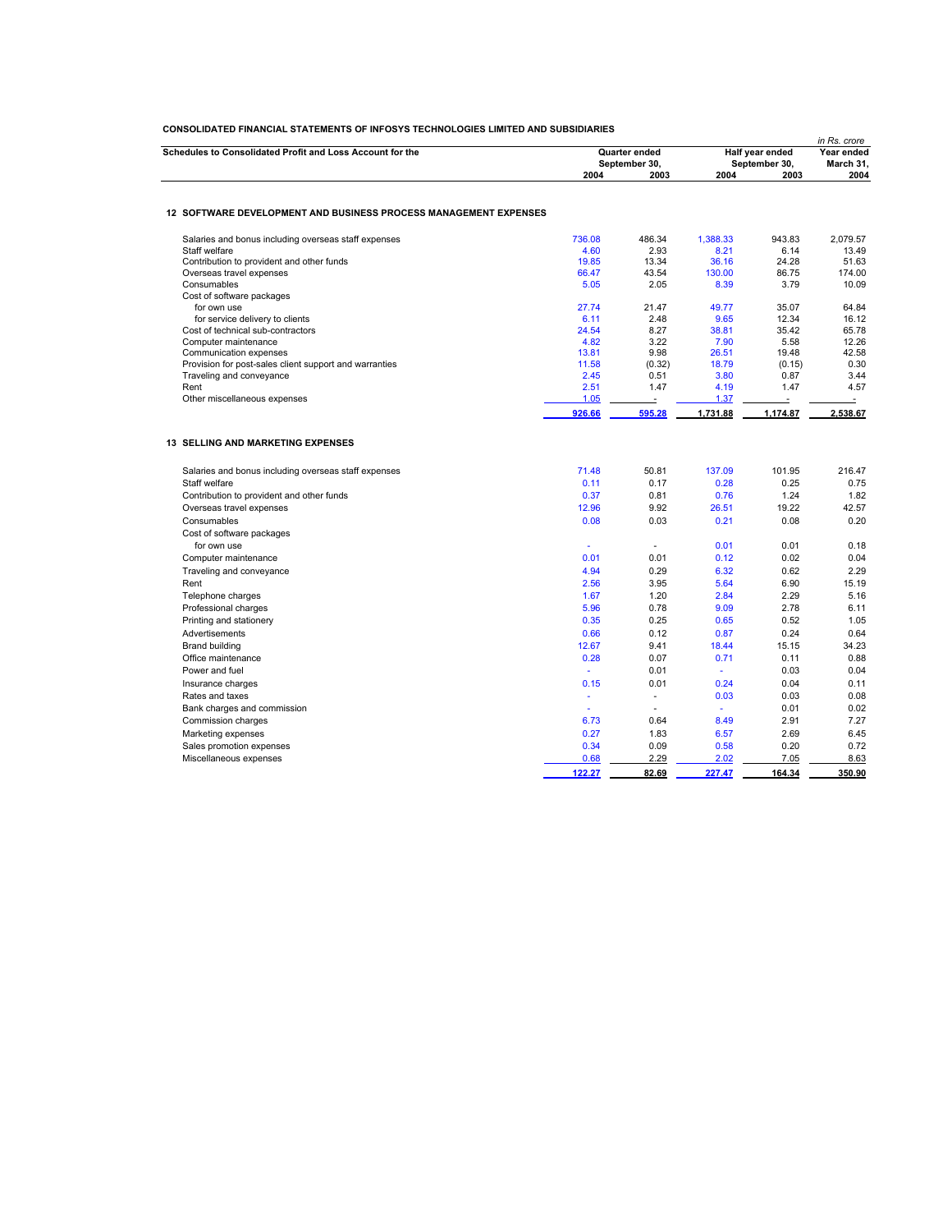**CONSOLIDATED FINANCIAL STATEMENTS OF INFOSYS TECHNOLOGIES LIMITED AND SUBSIDIARIES**

*in Rs. crore*

| Schedules to Consolidated Profit and Loss Account for the | Quarter ended September 30, | | Half year ended September 30, | | Year ended March 31, |
|---|---|---|---|---|---|
| | 2004 | 2003 | 2004 | 2003 | 2004 |
| **12 SOFTWARE DEVELOPMENT AND BUSINESS PROCESS MANAGEMENT EXPENSES** | | | | | |
| Salaries and bonus including overseas staff expenses | 736.08 | 486.34 | 1,388.33 | 943.83 | 2,079.57 |
| Staff welfare | 4.60 | 2.93 | 8.21 | 6.14 | 13.49 |
| Contribution to provident and other funds | 19.85 | 13.34 | 36.16 | 24.28 | 51.63 |
| Overseas travel expenses | 66.47 | 43.54 | 130.00 | 86.75 | 174.00 |
| Consumables | 5.05 | 2.05 | 8.39 | 3.79 | 10.09 |
| Cost of software packages | | | | | |
| for own use | 27.74 | 21.47 | 49.77 | 35.07 | 64.84 |
| for service delivery to clients | 6.11 | 2.48 | 9.65 | 12.34 | 16.12 |
| Cost of technical sub-contractors | 24.54 | 8.27 | 38.81 | 35.42 | 65.78 |
| Computer maintenance | 4.82 | 3.22 | 7.90 | 5.58 | 12.26 |
| Communication expenses | 13.81 | 9.98 | 26.51 | 19.48 | 42.58 |
| Provision for post-sales client support and warranties | 11.58 | (0.32) | 18.79 | (0.15) | 0.30 |
| Traveling and conveyance | 2.45 | 0.51 | 3.80 | 0.87 | 3.44 |
| Rent | 2.51 | 1.47 | 4.19 | 1.47 | 4.57 |
| Other miscellaneous expenses | 1.05 | - | 1.37 | - | - |
| | **926.66** | **595.28** | **1,731.88** | **1,174.87** | **2,538.67** |
| **13 SELLING AND MARKETING EXPENSES** | | | | | |
| Salaries and bonus including overseas staff expenses | 71.48 | 50.81 | 137.09 | 101.95 | 216.47 |
| Staff welfare | 0.11 | 0.17 | 0.28 | 0.25 | 0.75 |
| Contribution to provident and other funds | 0.37 | 0.81 | 0.76 | 1.24 | 1.82 |
| Overseas travel expenses | 12.96 | 9.92 | 26.51 | 19.22 | 42.57 |
| Consumables | 0.08 | 0.03 | 0.21 | 0.08 | 0.20 |
| Cost of software packages | | | | | |
| for own use | - | - | 0.01 | 0.01 | 0.18 |
| Computer maintenance | 0.01 | 0.01 | 0.12 | 0.02 | 0.04 |
| Traveling and conveyance | 4.94 | 0.29 | 6.32 | 0.62 | 2.29 |
| Rent | 2.56 | 3.95 | 5.64 | 6.90 | 15.19 |
| Telephone charges | 1.67 | 1.20 | 2.84 | 2.29 | 5.16 |
| Professional charges | 5.96 | 0.78 | 9.09 | 2.78 | 6.11 |
| Printing and stationery | 0.35 | 0.25 | 0.65 | 0.52 | 1.05 |
| Advertisements | 0.66 | 0.12 | 0.87 | 0.24 | 0.64 |
| Brand building | 12.67 | 9.41 | 18.44 | 15.15 | 34.23 |
| Office maintenance | 0.28 | 0.07 | 0.71 | 0.11 | 0.88 |
| Power and fuel | - | 0.01 | - | 0.03 | 0.04 |
| Insurance charges | 0.15 | 0.01 | 0.24 | 0.04 | 0.11 |
| Rates and taxes | - | - | 0.03 | 0.03 | 0.08 |
| Bank charges and commission | - | - | - | 0.01 | 0.02 |
| Commission charges | 6.73 | 0.64 | 8.49 | 2.91 | 7.27 |
| Marketing expenses | 0.27 | 1.83 | 6.57 | 2.69 | 6.45 |
| Sales promotion expenses | 0.34 | 0.09 | 0.58 | 0.20 | 0.72 |
| Miscellaneous expenses | 0.68 | 2.29 | 2.02 | 7.05 | 8.63 |
| | **122.27** | **82.69** | **227.47** | **164.34** | **350.90** |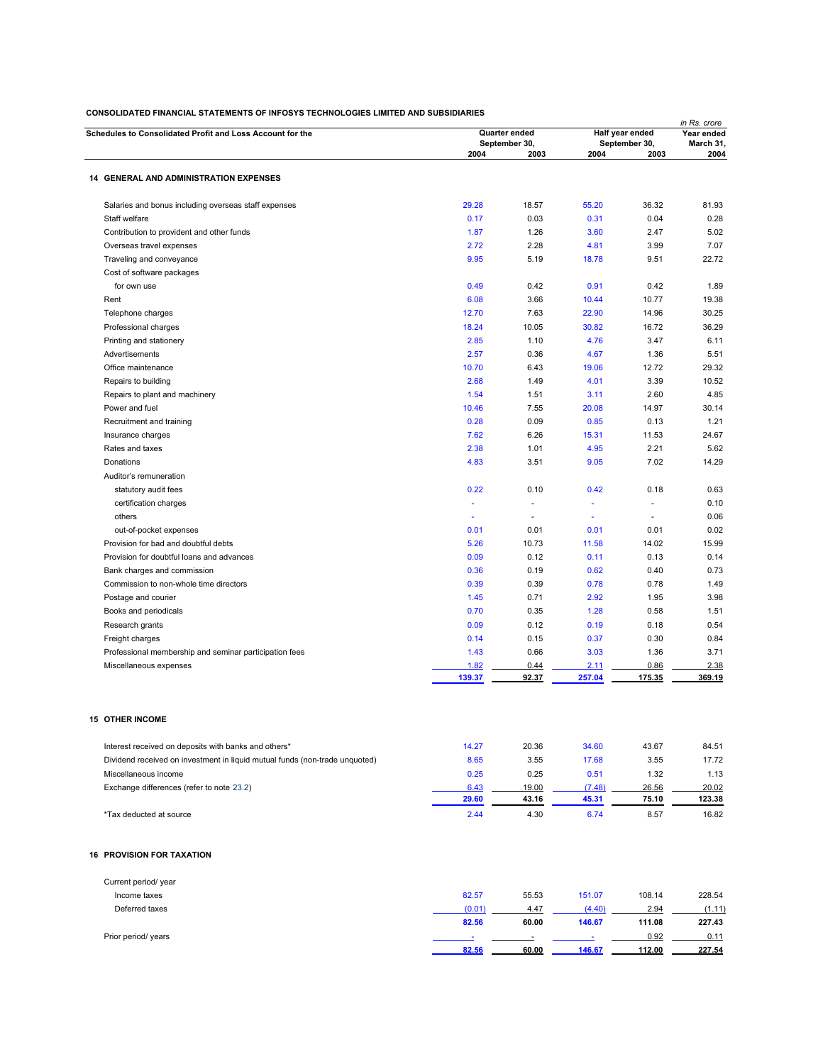**CONSOLIDATED FINANCIAL STATEMENTS OF INFOSYS TECHNOLOGIES LIMITED AND SUBSIDIARIES**

*in Rs. crore*

| Schedules to Consolidated Profit and Loss Account for the | Quarter ended September 30, 2004 | Quarter ended September 30, 2003 | Half year ended September 30, 2004 | Half year ended September 30, 2003 | Year ended March 31, 2004 |
|---|---|---|---|---|---|
| **14 GENERAL AND ADMINISTRATION EXPENSES** | | | | | |
| Salaries and bonus including overseas staff expenses | 29.28 | 18.57 | 55.20 | 36.32 | 81.93 |
| Staff welfare | 0.17 | 0.03 | 0.31 | 0.04 | 0.28 |
| Contribution to provident and other funds | 1.87 | 1.26 | 3.60 | 2.47 | 5.02 |
| Overseas travel expenses | 2.72 | 2.28 | 4.81 | 3.99 | 7.07 |
| Traveling and conveyance | 9.95 | 5.19 | 18.78 | 9.51 | 22.72 |
| Cost of software packages | | | | | |
| for own use | 0.49 | 0.42 | 0.91 | 0.42 | 1.89 |
| Rent | 6.08 | 3.66 | 10.44 | 10.77 | 19.38 |
| Telephone charges | 12.70 | 7.63 | 22.90 | 14.96 | 30.25 |
| Professional charges | 18.24 | 10.05 | 30.82 | 16.72 | 36.29 |
| Printing and stationery | 2.85 | 1.10 | 4.76 | 3.47 | 6.11 |
| Advertisements | 2.57 | 0.36 | 4.67 | 1.36 | 5.51 |
| Office maintenance | 10.70 | 6.43 | 19.06 | 12.72 | 29.32 |
| Repairs to building | 2.68 | 1.49 | 4.01 | 3.39 | 10.52 |
| Repairs to plant and machinery | 1.54 | 1.51 | 3.11 | 2.60 | 4.85 |
| Power and fuel | 10.46 | 7.55 | 20.08 | 14.97 | 30.14 |
| Recruitment and training | 0.28 | 0.09 | 0.85 | 0.13 | 1.21 |
| Insurance charges | 7.62 | 6.26 | 15.31 | 11.53 | 24.67 |
| Rates and taxes | 2.38 | 1.01 | 4.95 | 2.21 | 5.62 |
| Donations | 4.83 | 3.51 | 9.05 | 7.02 | 14.29 |
| Auditor's remuneration | | | | | |
| statutory audit fees | 0.22 | 0.10 | 0.42 | 0.18 | 0.63 |
| certification charges | - | - | - | - | 0.10 |
| others | - | - | - | - | 0.06 |
| out-of-pocket expenses | 0.01 | 0.01 | 0.01 | 0.01 | 0.02 |
| Provision for bad and doubtful debts | 5.26 | 10.73 | 11.58 | 14.02 | 15.99 |
| Provision for doubtful loans and advances | 0.09 | 0.12 | 0.11 | 0.13 | 0.14 |
| Bank charges and commission | 0.36 | 0.19 | 0.62 | 0.40 | 0.73 |
| Commission to non-whole time directors | 0.39 | 0.39 | 0.78 | 0.78 | 1.49 |
| Postage and courier | 1.45 | 0.71 | 2.92 | 1.95 | 3.98 |
| Books and periodicals | 0.70 | 0.35 | 1.28 | 0.58 | 1.51 |
| Research grants | 0.09 | 0.12 | 0.19 | 0.18 | 0.54 |
| Freight charges | 0.14 | 0.15 | 0.37 | 0.30 | 0.84 |
| Professional membership and seminar participation fees | 1.43 | 0.66 | 3.03 | 1.36 | 3.71 |
| Miscellaneous expenses | 1.82 | 0.44 | 2.11 | 0.86 | 2.38 |
| | **139.37** | **92.37** | **257.04** | **175.35** | **369.19** |
| **15 OTHER INCOME** | | | | | |
| Interest received on deposits with banks and others* | 14.27 | 20.36 | 34.60 | 43.67 | 84.51 |
| Dividend received on investment in liquid mutual funds (non-trade unquoted) | 8.65 | 3.55 | 17.68 | 3.55 | 17.72 |
| Miscellaneous income | 0.25 | 0.25 | 0.51 | 1.32 | 1.13 |
| Exchange differences (refer to note 23.2) | 6.43 | 19.00 | (7.48) | 26.56 | 20.02 |
| | **29.60** | **43.16** | **45.31** | **75.10** | **123.38** |
| *Tax deducted at source | 2.44 | 4.30 | 6.74 | 8.57 | 16.82 |
| **16 PROVISION FOR TAXATION** | | | | | |
| Current period/ year | | | | | |
| Income taxes | 82.57 | 55.53 | 151.07 | 108.14 | 228.54 |
| Deferred taxes | (0.01) | 4.47 | (4.40) | 2.94 | (1.11) |
| | **82.56** | **60.00** | **146.67** | **111.08** | **227.43** |
| Prior period/ years | - | - | - | 0.92 | 0.11 |
| | **82.56** | **60.00** | **146.67** | **112.00** | **227.54** |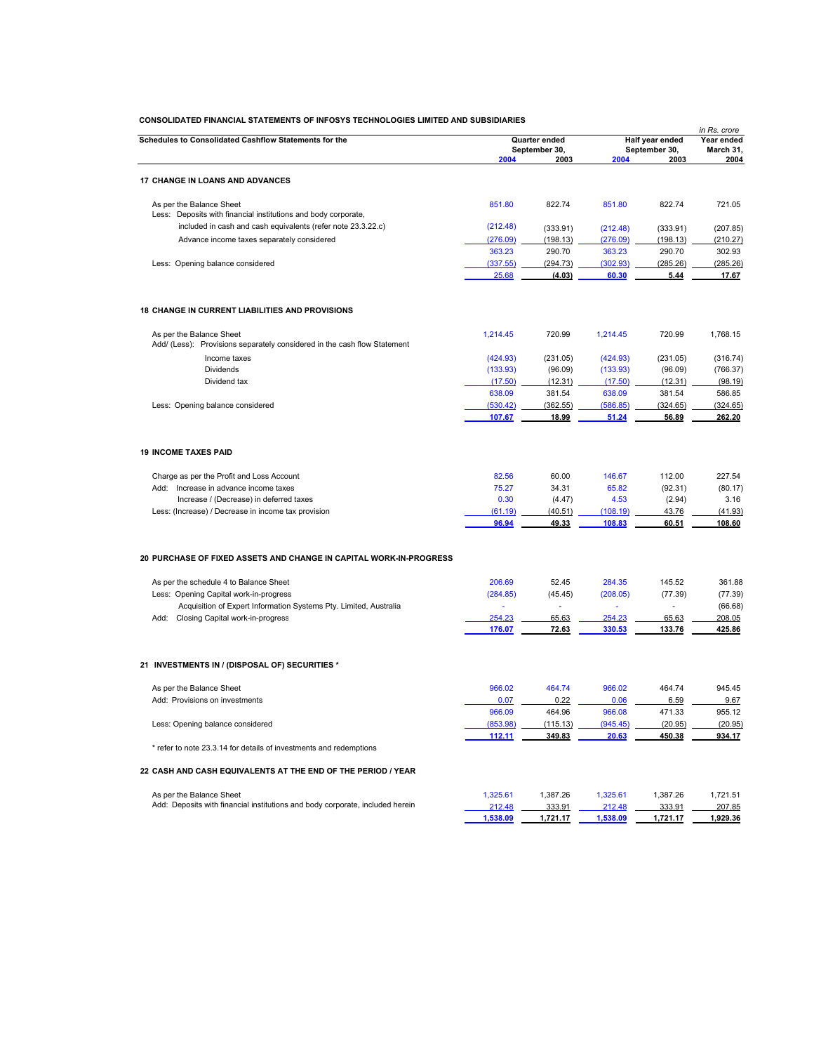**CONSOLIDATED FINANCIAL STATEMENTS OF INFOSYS TECHNOLOGIES LIMITED AND SUBSIDIARIES**

*in Rs. crore*

| Schedules to Consolidated Cashflow Statements for the | Quarter ended September 30, 2004 | Quarter ended September 30, 2003 | Half year ended September 30, 2004 | Half year ended September 30, 2003 | Year ended March 31, 2004 |
|---|---|---|---|---|---|
| **17 CHANGE IN LOANS AND ADVANCES** | | | | | |
| As per the Balance Sheet | 851.80 | 822.74 | 851.80 | 822.74 | 721.05 |
| Less: Deposits with financial institutions and body corporate, included in cash and cash equivalents (refer note 23.3.22.c) | (212.48) | (333.91) | (212.48) | (333.91) | (207.85) |
| Advance income taxes separately considered | (276.09) | (198.13) | (276.09) | (198.13) | (210.27) |
| | 363.23 | 290.70 | 363.23 | 290.70 | 302.93 |
| Less: Opening balance considered | (337.55) | (294.73) | (302.93) | (285.26) | (285.26) |
| | **25.68** | **(4.03)** | **60.30** | **5.44** | **17.67** |
| **18 CHANGE IN CURRENT LIABILITIES AND PROVISIONS** | | | | | |
| As per the Balance Sheet | 1,214.45 | 720.99 | 1,214.45 | 720.99 | 1,768.15 |
| Add/ (Less): Provisions separately considered in the cash flow Statement | | | | | |
| Income taxes | (424.93) | (231.05) | (424.93) | (231.05) | (316.74) |
| Dividends | (133.93) | (96.09) | (133.93) | (96.09) | (766.37) |
| Dividend tax | (17.50) | (12.31) | (17.50) | (12.31) | (98.19) |
| | 638.09 | 381.54 | 638.09 | 381.54 | 586.85 |
| Less: Opening balance considered | (530.42) | (362.55) | (586.85) | (324.65) | (324.65) |
| | **107.67** | **18.99** | **51.24** | **56.89** | **262.20** |
| **19 INCOME TAXES PAID** | | | | | |
| Charge as per the Profit and Loss Account | 82.56 | 60.00 | 146.67 | 112.00 | 227.54 |
| Add: Increase in advance income taxes | 75.27 | 34.31 | 65.82 | (92.31) | (80.17) |
| Increase / (Decrease) in deferred taxes | 0.30 | (4.47) | 4.53 | (2.94) | 3.16 |
| Less: (Increase) / Decrease in income tax provision | (61.19) | (40.51) | (108.19) | 43.76 | (41.93) |
| | **96.94** | **49.33** | **108.83** | **60.51** | **108.60** |
| **20 PURCHASE OF FIXED ASSETS AND CHANGE IN CAPITAL WORK-IN-PROGRESS** | | | | | |
| As per the schedule 4 to Balance Sheet | 206.69 | 52.45 | 284.35 | 145.52 | 361.88 |
| Less: Opening Capital work-in-progress | (284.85) | (45.45) | (208.05) | (77.39) | (77.39) |
| Acquisition of Expert Information Systems Pty. Limited, Australia | - | - | - | - | (66.68) |
| Add: Closing Capital work-in-progress | 254.23 | 65.63 | 254.23 | 65.63 | 208.05 |
| | **176.07** | **72.63** | **330.53** | **133.76** | **425.86** |
| **21 INVESTMENTS IN / (DISPOSAL OF) SECURITIES *** | | | | | |
| As per the Balance Sheet | 966.02 | 464.74 | 966.02 | 464.74 | 945.45 |
| Add: Provisions on investments | 0.07 | 0.22 | 0.06 | 6.59 | 9.67 |
| | 966.09 | 464.96 | 966.08 | 471.33 | 955.12 |
| Less: Opening balance considered | (853.98) | (115.13) | (945.45) | (20.95) | (20.95) |
| | **112.11** | **349.83** | **20.63** | **450.38** | **934.17** |
| * refer to note 23.3.14 for details of investments and redemptions | | | | | |
| **22 CASH AND CASH EQUIVALENTS AT THE END OF THE PERIOD / YEAR** | | | | | |
| As per the Balance Sheet | 1,325.61 | 1,387.26 | 1,325.61 | 1,387.26 | 1,721.51 |
| Add: Deposits with financial institutions and body corporate, included herein | 212.48 | 333.91 | 212.48 | 333.91 | 207.85 |
| | **1,538.09** | **1,721.17** | **1,538.09** | **1,721.17** | **1,929.36** |